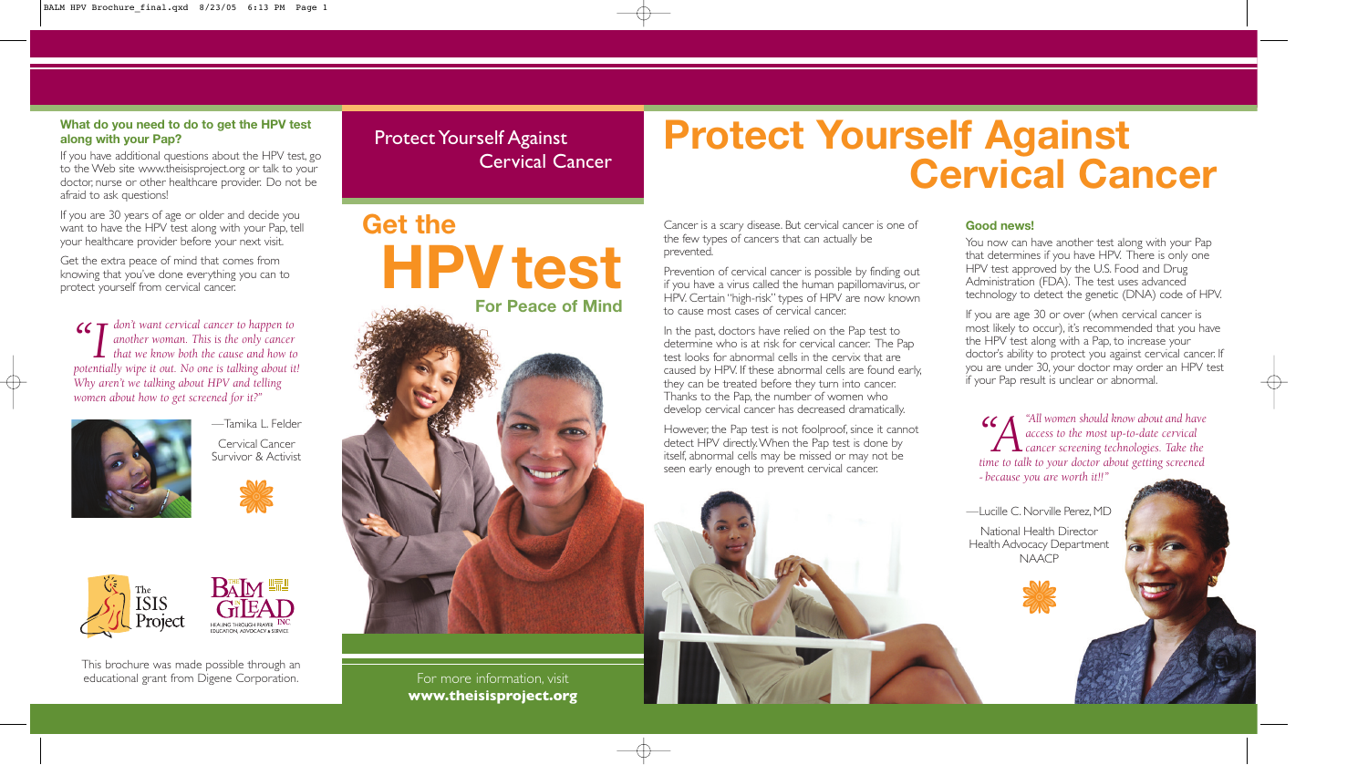### What do you need to do to get the HPV test along with your Pap?

If you have additional questions about the HPV test, go to the Web site www.theisisproject.org or talk to your doctor, nurse or other healthcare provider. Do not be afraid to ask questions!

If you are 30 years of age or older and decide you want to have the HPV test along with your Pap, tell your healthcare provider before your next visit.

Get the extra peace of mind that comes from knowing that you've done everything you can to protect yourself from cervical cancer.

> *"I don't want cervical cancer to happen to another woman. This is the only cancer that we know both the cause and how to potentially wipe it out. No one is talking about it! Why aren't we talking about HPV and telling women about how to get screened for it?"*
>
> —Tamika L. Felder
>
> Cervical Cancer Survivor & Activist

The ISIS Project

Balm in Gilead Inc — Healing Through Prayer, Education, Advocacy & Service

This brochure was made possible through an educational grant from Digene Corporation.

Protect Yourself Against Cervical Cancer

# Get the HPV test

## For Peace of Mind

For more information, visit **www.theisisproject.org**

# Protect Yourself Against Cervical Cancer

Cancer is a scary disease. But cervical cancer is one of the few types of cancers that can actually be prevented.

Prevention of cervical cancer is possible by finding out if you have a virus called the human papillomavirus, or HPV. Certain "high-risk" types of HPV are now known to cause most cases of cervical cancer.

In the past, doctors have relied on the Pap test to determine who is at risk for cervical cancer. The Pap test looks for abnormal cells in the cervix that are caused by HPV. If these abnormal cells are found early, they can be treated before they turn into cancer. Thanks to the Pap, the number of women who develop cervical cancer has decreased dramatically.

However, the Pap test is not foolproof, since it cannot detect HPV directly. When the Pap test is done by itself, abnormal cells may be missed or may not be seen early enough to prevent cervical cancer.

### Good news!

You now can have another test along with your Pap that determines if you have HPV. There is only one HPV test approved by the U.S. Food and Drug Administration (FDA). The test uses advanced technology to detect the genetic (DNA) code of HPV.

If you are age 30 or over (when cervical cancer is most likely to occur), it's recommended that you have the HPV test along with a Pap, to increase your doctor's ability to protect you against cervical cancer. If you are under 30, your doctor may order an HPV test if your Pap result is unclear or abnormal.

> *"All women should know about and have access to the most up-to-date cervical cancer screening technologies. Take the time to talk to your doctor about getting screened - because you are worth it!!"*
>
> —Lucille C. Norville Perez, MD
>
> National Health Director
> Health Advocacy Department
> NAACP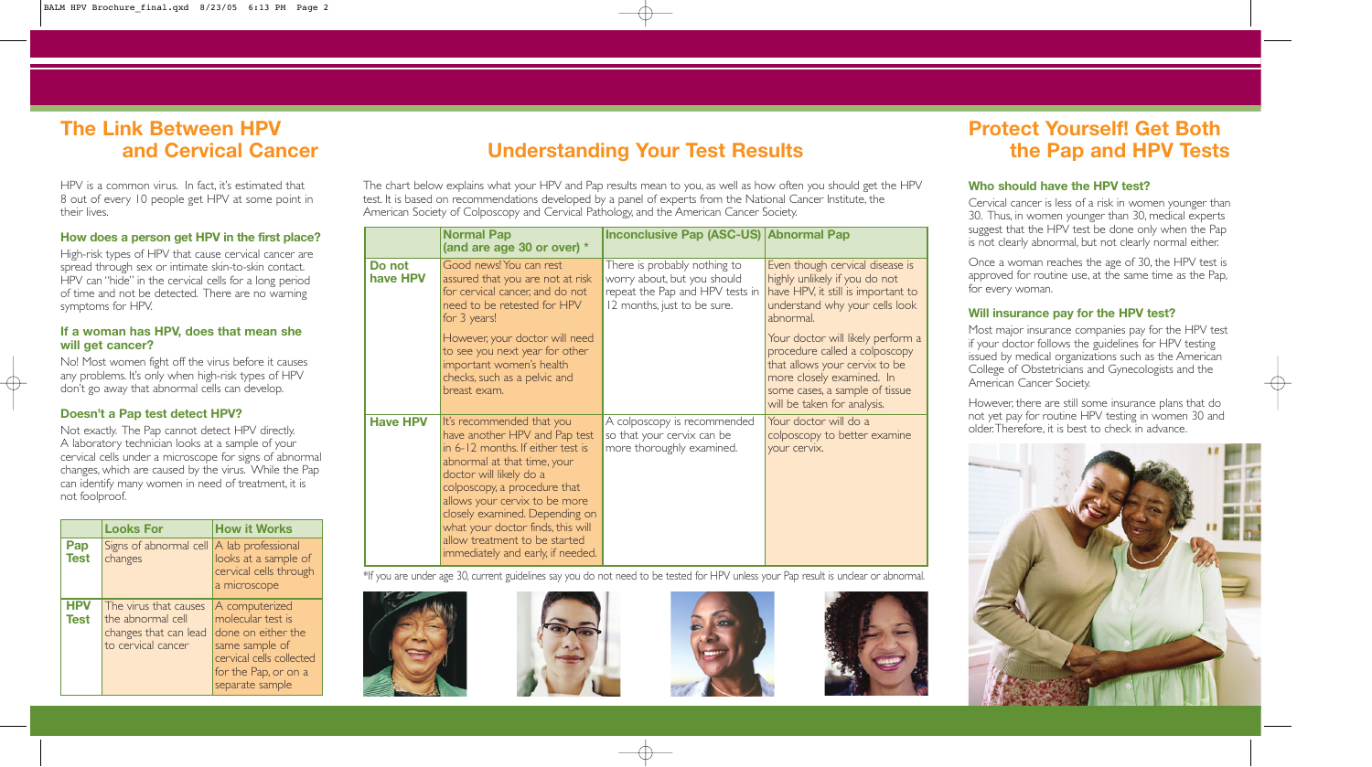## The Link Between HPV and Cervical Cancer

HPV is a common virus. In fact, it's estimated that 8 out of every 10 people get HPV at some point in their lives.

### How does a person get HPV in the first place?

High-risk types of HPV that cause cervical cancer are spread through sex or intimate skin-to-skin contact. HPV can "hide" in the cervical cells for a long period of time and not be detected. There are no warning symptoms for HPV.

### If a woman has HPV, does that mean she will get cancer?

No! Most women fight off the virus before it causes any problems. It's only when high-risk types of HPV don't go away that abnormal cells can develop.

### Doesn't a Pap test detect HPV?

Not exactly. The Pap cannot detect HPV directly. A laboratory technician looks at a sample of your cervical cells under a microscope for signs of abnormal changes, which are caused by the virus. While the Pap can identify many women in need of treatment, it is not foolproof.

| | Looks For | How it Works |
|---|---|---|
| **Pap Test** | Signs of abnormal cell changes | A lab professional looks at a sample of cervical cells through a microscope |
| **HPV Test** | The virus that causes the abnormal cell changes that can lead to cervical cancer | A computerized molecular test is done on either the same sample of cervical cells collected for the Pap, or on a separate sample |

## Understanding Your Test Results

The chart below explains what your HPV and Pap results mean to you, as well as how often you should get the HPV test. It is based on recommendations developed by a panel of experts from the National Cancer Institute, the American Society of Colposcopy and Cervical Pathology, and the American Cancer Society.

| | Normal Pap (and are age 30 or over) * | Inconclusive Pap (ASC-US) | Abnormal Pap |
|---|---|---|---|
| **Do not have HPV** | Good news! You can rest assured that you are not at risk for cervical cancer, and do not need to be retested for HPV for 3 years! However, your doctor will need to see you next year for other important women's health checks, such as a pelvic and breast exam. | There is probably nothing to worry about, but you should repeat the Pap and HPV tests in 12 months, just to be sure. | Even though cervical disease is highly unlikely if you do not have HPV, it still is important to understand why your cells look abnormal. Your doctor will likely perform a procedure called a colposcopy that allows your cervix to be more closely examined. In some cases, a sample of tissue will be taken for analysis. |
| **Have HPV** | It's recommended that you have another HPV and Pap test in 6-12 months. If either test is abnormal at that time, your doctor will likely do a colposcopy, a procedure that allows your cervix to be more closely examined. Depending on what your doctor finds, this will allow treatment to be started immediately and early, if needed. | A colposcopy is recommended so that your cervix can be more thoroughly examined. | Your doctor will do a colposcopy to better examine your cervix. |

*If you are under age 30, current guidelines say you do not need to be tested for HPV unless your Pap result is unclear or abnormal.

## Protect Yourself! Get Both the Pap and HPV Tests

### Who should have the HPV test?

Cervical cancer is less of a risk in women younger than 30. Thus, in women younger than 30, medical experts suggest that the HPV test be done only when the Pap is not clearly abnormal, but not clearly normal either.

Once a woman reaches the age of 30, the HPV test is approved for routine use, at the same time as the Pap, for every woman.

### Will insurance pay for the HPV test?

Most major insurance companies pay for the HPV test if your doctor follows the guidelines for HPV testing issued by medical organizations such as the American College of Obstetricians and Gynecologists and the American Cancer Society.

However, there are still some insurance plans that do not yet pay for routine HPV testing in women 30 and older. Therefore, it is best to check in advance.